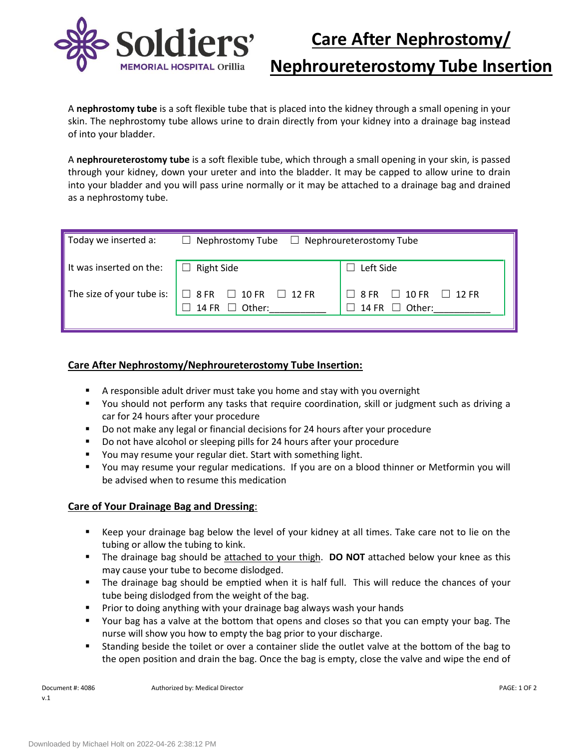# Care After Nephrostomy/ Nephroureterostomy Tube Insertion

A **nephrostomy tube** is a soft flexible tube that is placed into the kidney through a small opening in your skin. The nephrostomy tube allows urine to drain directly from your kidney into a drainage bag instead of into your bladder.

A **nephroureterostomy tube** is a soft flexible tube, which through a small opening in your skin, is passed through your kidney, down your ureter and into the bladder. It may be capped to allow urine to drain into your bladder and you will pass urine normally or it may be attached to a drainage bag and drained as a nephrostomy tube.

| Today we inserted a: | ☐ Nephrostomy Tube ☐ Nephroureterostomy Tube | |
|---|---|---|
| It was inserted on the: | ☐ Right Side | ☐ Left Side |
| The size of your tube is: | ☐ 8 FR ☐ 10 FR ☐ 12 FR<br>☐ 14 FR ☐ Other:___________ | ☐ 8 FR ☐ 10 FR ☐ 12 FR<br>☐ 14 FR ☐ Other:___________ |

## Care After Nephrostomy/Nephroureterostomy Tube Insertion:

- A responsible adult driver must take you home and stay with you overnight
- You should not perform any tasks that require coordination, skill or judgment such as driving a car for 24 hours after your procedure
- Do not make any legal or financial decisions for 24 hours after your procedure
- Do not have alcohol or sleeping pills for 24 hours after your procedure
- You may resume your regular diet. Start with something light.
- You may resume your regular medications. If you are on a blood thinner or Metformin you will be advised when to resume this medication

## Care of Your Drainage Bag and Dressing:

- Keep your drainage bag below the level of your kidney at all times. Take care not to lie on the tubing or allow the tubing to kink.
- The drainage bag should be attached to your thigh. **DO NOT** attached below your knee as this may cause your tube to become dislodged.
- The drainage bag should be emptied when it is half full. This will reduce the chances of your tube being dislodged from the weight of the bag.
- Prior to doing anything with your drainage bag always wash your hands
- Your bag has a valve at the bottom that opens and closes so that you can empty your bag. The nurse will show you how to empty the bag prior to your discharge.
- Standing beside the toilet or over a container slide the outlet valve at the bottom of the bag to the open position and drain the bag. Once the bag is empty, close the valve and wipe the end of

Document #: 4086
v.1

Authorized by: Medical Director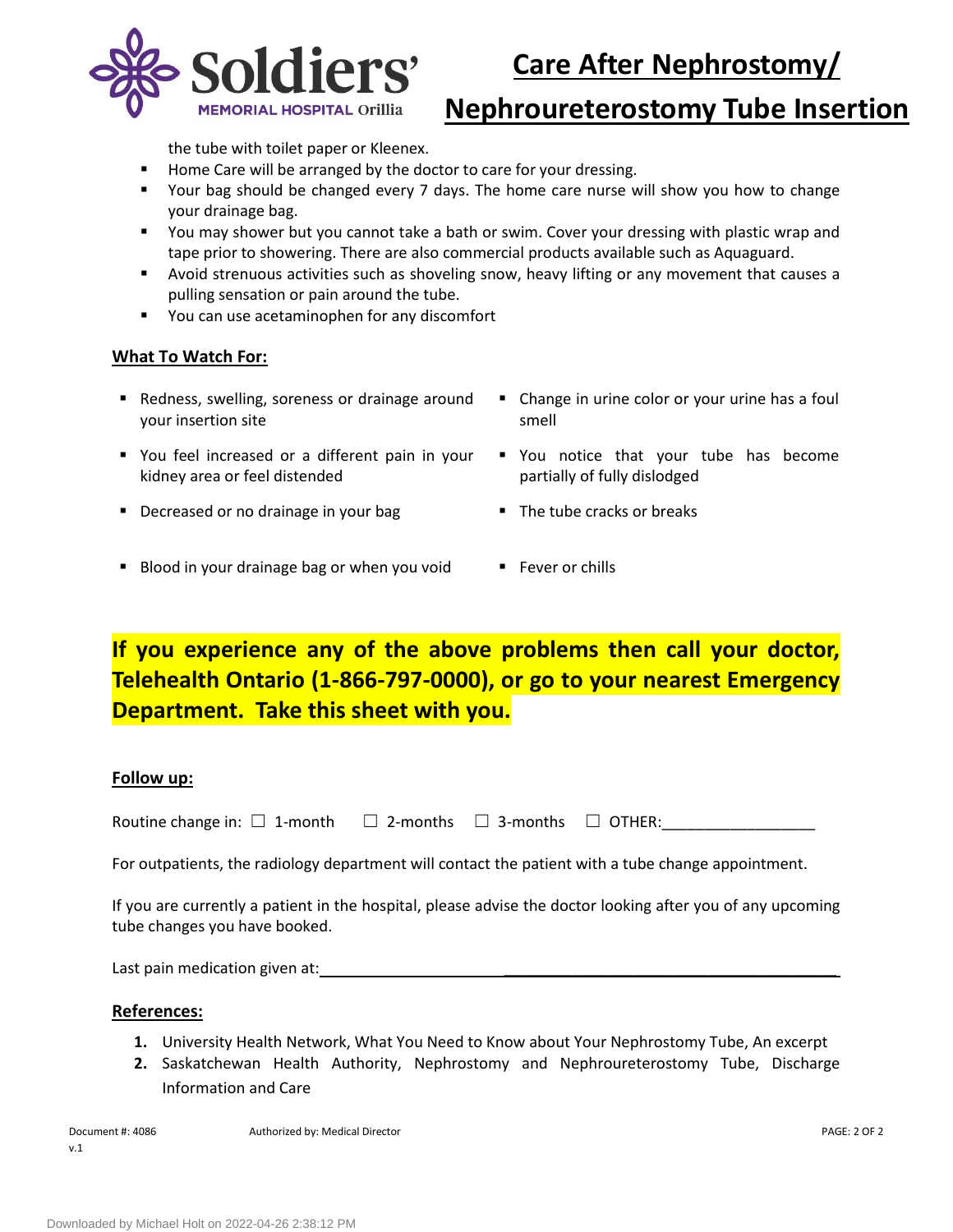the tube with toilet paper or Kleenex.

- Home Care will be arranged by the doctor to care for your dressing.
- Your bag should be changed every 7 days. The home care nurse will show you how to change your drainage bag.
- You may shower but you cannot take a bath or swim. Cover your dressing with plastic wrap and tape prior to showering. There are also commercial products available such as Aquaguard.
- Avoid strenuous activities such as shoveling snow, heavy lifting or any movement that causes a pulling sensation or pain around the tube.
- You can use acetaminophen for any discomfort

**What To Watch For:**

- Redness, swelling, soreness or drainage around your insertion site
- You feel increased or a different pain in your kidney area or feel distended
- Decreased or no drainage in your bag
- Blood in your drainage bag or when you void
- Change in urine color or your urine has a foul smell
- You notice that your tube has become partially of fully dislodged
- The tube cracks or breaks
- Fever or chills

**If you experience any of the above problems then call your doctor, Telehealth Ontario (1-866-797-0000), or go to your nearest Emergency Department. Take this sheet with you.**

**Follow up:**

Routine change in: ☐ 1-month ☐ 2-months ☐ 3-months ☐ OTHER:__________________

For outpatients, the radiology department will contact the patient with a tube change appointment.

If you are currently a patient in the hospital, please advise the doctor looking after you of any upcoming tube changes you have booked.

Last pain medication given at:________________________________________________

**References:**

1. University Health Network, What You Need to Know about Your Nephrostomy Tube, An excerpt
2. Saskatchewan Health Authority, Nephrostomy and Nephroureterostomy Tube, Discharge Information and Care

Document #: 4086 v.1 Authorized by: Medical Director